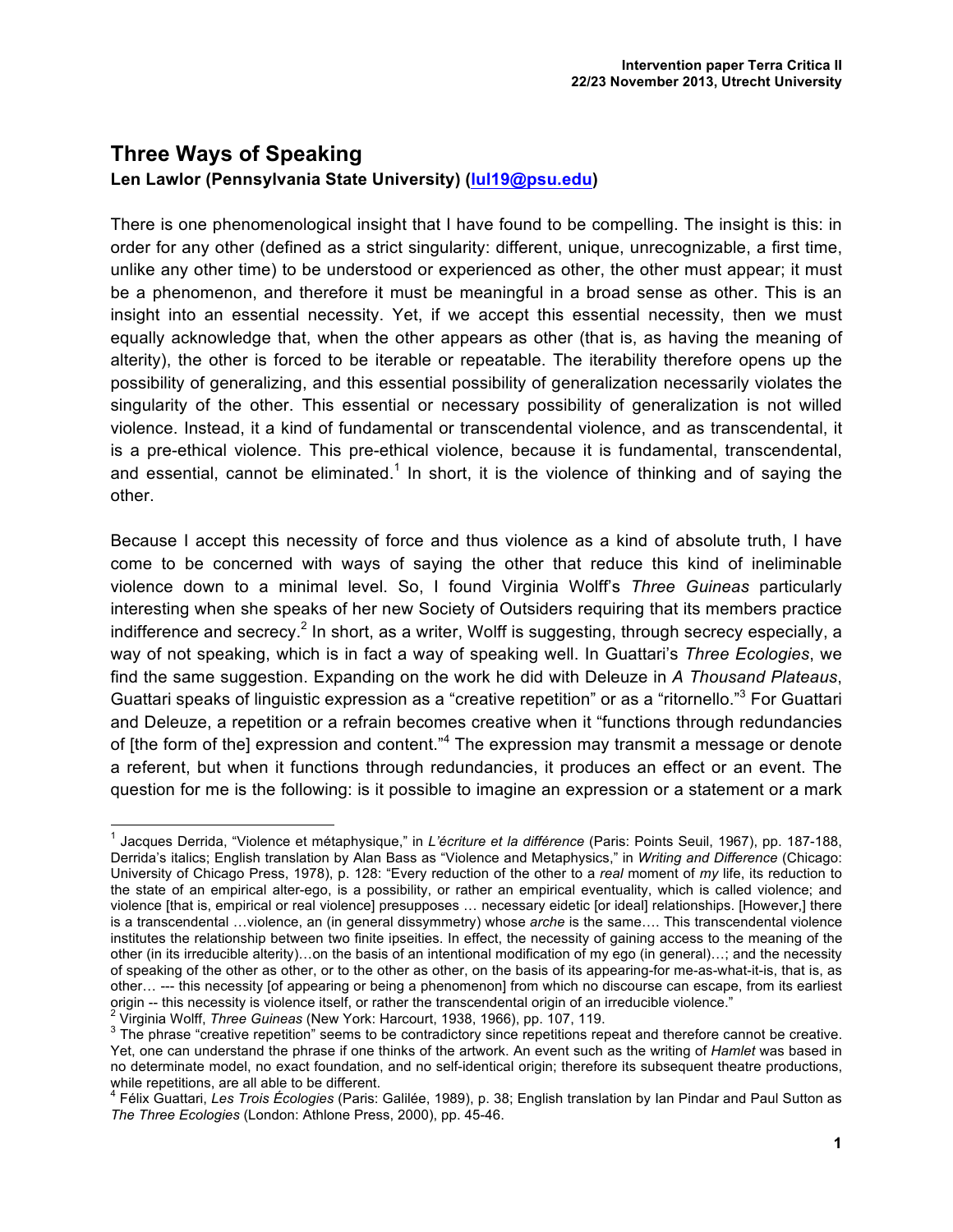# Three Ways of Speaking

**Len Lawlor (Pennsylvania State University) (lul19@psu.edu)**

There is one phenomenological insight that I have found to be compelling. The insight is this: in order for any other (defined as a strict singularity: different, unique, unrecognizable, a first time, unlike any other time) to be understood or experienced as other, the other must appear; it must be a phenomenon, and therefore it must be meaningful in a broad sense as other. This is an insight into an essential necessity. Yet, if we accept this essential necessity, then we must equally acknowledge that, when the other appears as other (that is, as having the meaning of alterity), the other is forced to be iterable or repeatable. The iterability therefore opens up the possibility of generalizing, and this essential possibility of generalization necessarily violates the singularity of the other. This essential or necessary possibility of generalization is not willed violence. Instead, it a kind of fundamental or transcendental violence, and as transcendental, it is a pre-ethical violence. This pre-ethical violence, because it is fundamental, transcendental, and essential, cannot be eliminated.[1] In short, it is the violence of thinking and of saying the other.

Because I accept this necessity of force and thus violence as a kind of absolute truth, I have come to be concerned with ways of saying the other that reduce this kind of ineliminable violence down to a minimal level. So, I found Virginia Wolff's *Three Guineas* particularly interesting when she speaks of her new Society of Outsiders requiring that its members practice indifference and secrecy.[2] In short, as a writer, Wolff is suggesting, through secrecy especially, a way of not speaking, which is in fact a way of speaking well. In Guattari's *Three Ecologies*, we find the same suggestion. Expanding on the work he did with Deleuze in *A Thousand Plateaus*, Guattari speaks of linguistic expression as a "creative repetition" or as a "ritornello."[3] For Guattari and Deleuze, a repetition or a refrain becomes creative when it "functions through redundancies of [the form of the] expression and content."[4] The expression may transmit a message or denote a referent, but when it functions through redundancies, it produces an effect or an event. The question for me is the following: is it possible to imagine an expression or a statement or a mark

---

[1] Jacques Derrida, "Violence et métaphysique," in *L'écriture et la différence* (Paris: Points Seuil, 1967), pp. 187-188, Derrida's italics; English translation by Alan Bass as "Violence and Metaphysics," in *Writing and Difference* (Chicago: University of Chicago Press, 1978), p. 128: "Every reduction of the other to a *real* moment of *my* life, its reduction to the state of an empirical alter-ego, is a possibility, or rather an empirical eventuality, which is called violence; and violence [that is, empirical or real violence] presupposes … necessary eidetic [or ideal] relationships. [However,] there is a transcendental …violence, an (in general dissymmetry) whose *arche* is the same…. This transcendental violence institutes the relationship between two finite ipseities. In effect, the necessity of gaining access to the meaning of the other (in its irreducible alterity)…on the basis of an intentional modification of my ego (in general)…; and the necessity of speaking of the other as other, or to the other as other, on the basis of its appearing-for me-as-what-it-is, that is, as other… --- this necessity [of appearing or being a phenomenon] from which no discourse can escape, from its earliest origin -- this necessity is violence itself, or rather the transcendental origin of an irreducible violence."

[2] Virginia Wolff, *Three Guineas* (New York: Harcourt, 1938, 1966), pp. 107, 119.

[3] The phrase "creative repetition" seems to be contradictory since repetitions repeat and therefore cannot be creative. Yet, one can understand the phrase if one thinks of the artwork. An event such as the writing of *Hamlet* was based in no determinate model, no exact foundation, and no self-identical origin; therefore its subsequent theatre productions, while repetitions, are all able to be different.

[4] Félix Guattari, *Les Trois Écologies* (Paris: Galilée, 1989), p. 38; English translation by Ian Pindar and Paul Sutton as *The Three Ecologies* (London: Athlone Press, 2000), pp. 45-46.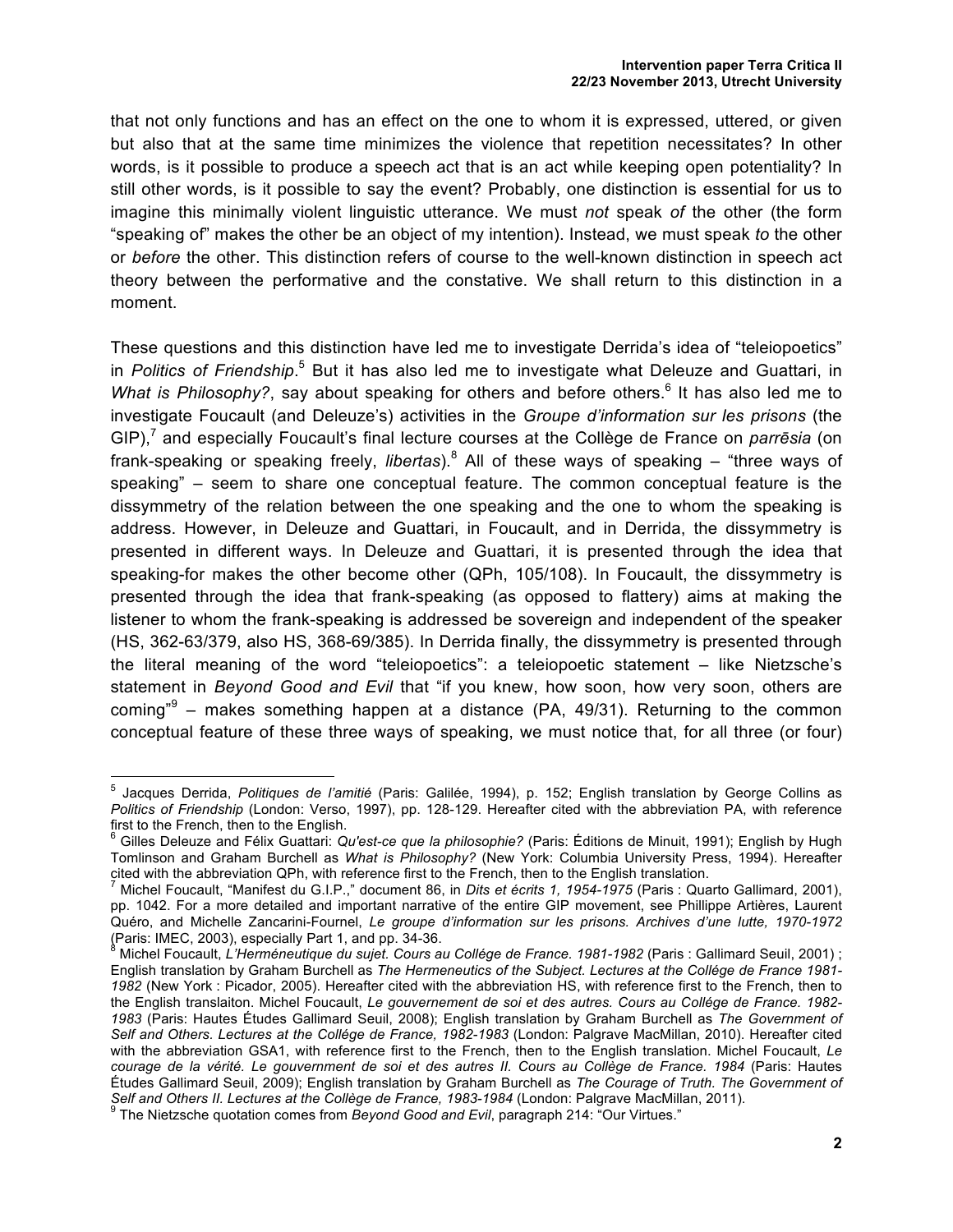that not only functions and has an effect on the one to whom it is expressed, uttered, or given but also that at the same time minimizes the violence that repetition necessitates? In other words, is it possible to produce a speech act that is an act while keeping open potentiality? In still other words, is it possible to say the event? Probably, one distinction is essential for us to imagine this minimally violent linguistic utterance. We must *not* speak *of* the other (the form "speaking of" makes the other be an object of my intention). Instead, we must speak *to* the other or *before* the other. This distinction refers of course to the well-known distinction in speech act theory between the performative and the constative. We shall return to this distinction in a moment.

These questions and this distinction have led me to investigate Derrida's idea of "teleiopoetics" in *Politics of Friendship*.[5] But it has also led me to investigate what Deleuze and Guattari, in *What is Philosophy?*, say about speaking for others and before others.[6] It has also led me to investigate Foucault (and Deleuze's) activities in the *Groupe d'information sur les prisons* (the GIP),[7] and especially Foucault's final lecture courses at the Collège de France on *parrēsia* (on frank-speaking or speaking freely, *libertas*).[8] All of these ways of speaking – "three ways of speaking" – seem to share one conceptual feature. The common conceptual feature is the dissymmetry of the relation between the one speaking and the one to whom the speaking is address. However, in Deleuze and Guattari, in Foucault, and in Derrida, the dissymmetry is presented in different ways. In Deleuze and Guattari, it is presented through the idea that speaking-for makes the other become other (QPh, 105/108). In Foucault, the dissymmetry is presented through the idea that frank-speaking (as opposed to flattery) aims at making the listener to whom the frank-speaking is addressed be sovereign and independent of the speaker (HS, 362-63/379, also HS, 368-69/385). In Derrida finally, the dissymmetry is presented through the literal meaning of the word "teleiopoetics": a teleiopoetic statement – like Nietzsche's statement in *Beyond Good and Evil* that "if you knew, how soon, how very soon, others are coming"[9] – makes something happen at a distance (PA, 49/31). Returning to the common conceptual feature of these three ways of speaking, we must notice that, for all three (or four)

---

[5] Jacques Derrida, *Politiques de l'amitié* (Paris: Galilée, 1994), p. 152; English translation by George Collins as *Politics of Friendship* (London: Verso, 1997), pp. 128-129. Hereafter cited with the abbreviation PA, with reference first to the French, then to the English.

[6] Gilles Deleuze and Félix Guattari: *Qu'est-ce que la philosophie?* (Paris: Éditions de Minuit, 1991); English by Hugh Tomlinson and Graham Burchell as *What is Philosophy?* (New York: Columbia University Press, 1994). Hereafter cited with the abbreviation QPh, with reference first to the French, then to the English translation.

[7] Michel Foucault, "Manifest du G.I.P.," document 86, in *Dits et écrits 1, 1954-1975* (Paris : Quarto Gallimard, 2001), pp. 1042. For a more detailed and important narrative of the entire GIP movement, see Phillippe Artières, Laurent Quéro, and Michelle Zancarini-Fournel, *Le groupe d'information sur les prisons. Archives d'une lutte, 1970-1972* (Paris: IMEC, 2003), especially Part 1, and pp. 34-36.

[8] Michel Foucault, *L'Herméneutique du sujet. Cours au Collége de France. 1981-1982* (Paris : Gallimard Seuil, 2001) ; English translation by Graham Burchell as *The Hermeneutics of the Subject. Lectures at the Collége de France 1981-1982* (New York : Picador, 2005). Hereafter cited with the abbreviation HS, with reference first to the French, then to the English translaiton. Michel Foucault, *Le gouvernement de soi et des autres. Cours au Collége de France. 1982-1983* (Paris: Hautes Études Gallimard Seuil, 2008); English translation by Graham Burchell as *The Government of Self and Others. Lectures at the Collége de France, 1982-1983* (London: Palgrave MacMillan, 2010). Hereafter cited with the abbreviation GSA1, with reference first to the French, then to the English translation. Michel Foucault, *Le courage de la vérité. Le gouvernment de soi et des autres II. Cours au Collège de France. 1984* (Paris: Hautes Études Gallimard Seuil, 2009); English translation by Graham Burchell as *The Courage of Truth. The Government of Self and Others II. Lectures at the Collège de France, 1983-1984* (London: Palgrave MacMillan, 2011).

[9] The Nietzsche quotation comes from *Beyond Good and Evil*, paragraph 214: "Our Virtues."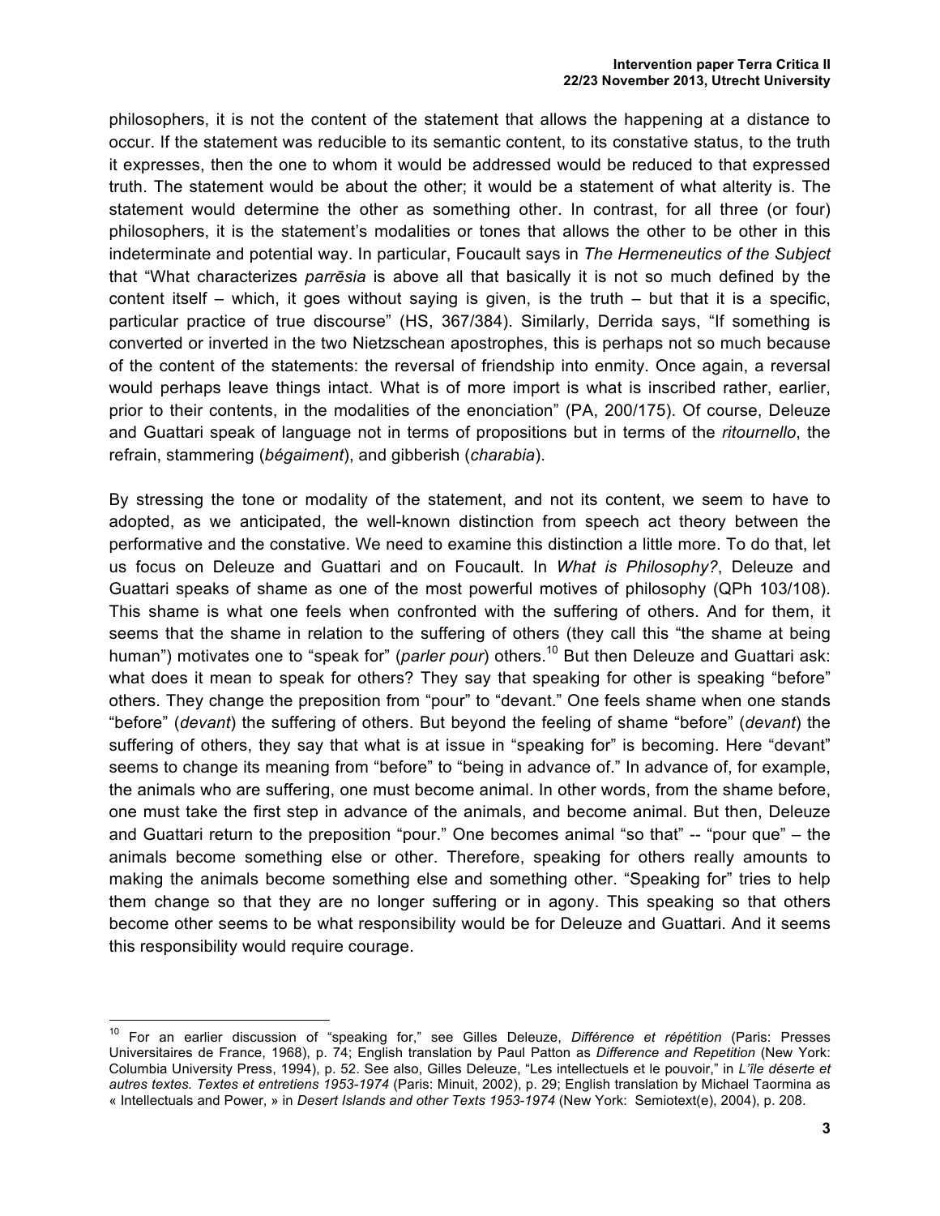philosophers, it is not the content of the statement that allows the happening at a distance to occur. If the statement was reducible to its semantic content, to its constative status, to the truth it expresses, then the one to whom it would be addressed would be reduced to that expressed truth. The statement would be about the other; it would be a statement of what alterity is. The statement would determine the other as something other. In contrast, for all three (or four) philosophers, it is the statement's modalities or tones that allows the other to be other in this indeterminate and potential way. In particular, Foucault says in *The Hermeneutics of the Subject* that "What characterizes *parrēsia* is above all that basically it is not so much defined by the content itself – which, it goes without saying is given, is the truth – but that it is a specific, particular practice of true discourse" (HS, 367/384). Similarly, Derrida says, "If something is converted or inverted in the two Nietzschean apostrophes, this is perhaps not so much because of the content of the statements: the reversal of friendship into enmity. Once again, a reversal would perhaps leave things intact. What is of more import is what is inscribed rather, earlier, prior to their contents, in the modalities of the enonciation" (PA, 200/175). Of course, Deleuze and Guattari speak of language not in terms of propositions but in terms of the *ritournello*, the refrain, stammering (*bégaiment*), and gibberish (*charabia*).

By stressing the tone or modality of the statement, and not its content, we seem to have to adopted, as we anticipated, the well-known distinction from speech act theory between the performative and the constative. We need to examine this distinction a little more. To do that, let us focus on Deleuze and Guattari and on Foucault. In *What is Philosophy?*, Deleuze and Guattari speaks of shame as one of the most powerful motives of philosophy (QPh 103/108). This shame is what one feels when confronted with the suffering of others. And for them, it seems that the shame in relation to the suffering of others (they call this "the shame at being human") motivates one to "speak for" (*parler pour*) others.[10] But then Deleuze and Guattari ask: what does it mean to speak for others? They say that speaking for other is speaking "before" others. They change the preposition from "pour" to "devant." One feels shame when one stands "before" (*devant*) the suffering of others. But beyond the feeling of shame "before" (*devant*) the suffering of others, they say that what is at issue in "speaking for" is becoming. Here "devant" seems to change its meaning from "before" to "being in advance of." In advance of, for example, the animals who are suffering, one must become animal. In other words, from the shame before, one must take the first step in advance of the animals, and become animal. But then, Deleuze and Guattari return to the preposition "pour." One becomes animal "so that" -- "pour que" – the animals become something else or other. Therefore, speaking for others really amounts to making the animals become something else and something other. "Speaking for" tries to help them change so that they are no longer suffering or in agony. This speaking so that others become other seems to be what responsibility would be for Deleuze and Guattari. And it seems this responsibility would require courage.

---

[10] For an earlier discussion of "speaking for," see Gilles Deleuze, *Différence et répétition* (Paris: Presses Universitaires de France, 1968), p. 74; English translation by Paul Patton as *Difference and Repetition* (New York: Columbia University Press, 1994), p. 52. See also, Gilles Deleuze, "Les intellectuels et le pouvoir," in *L'île déserte et autres textes. Textes et entretiens 1953-1974* (Paris: Minuit, 2002), p. 29; English translation by Michael Taormina as « Intellectuals and Power, » in *Desert Islands and other Texts 1953-1974* (New York: Semiotext(e), 2004), p. 208.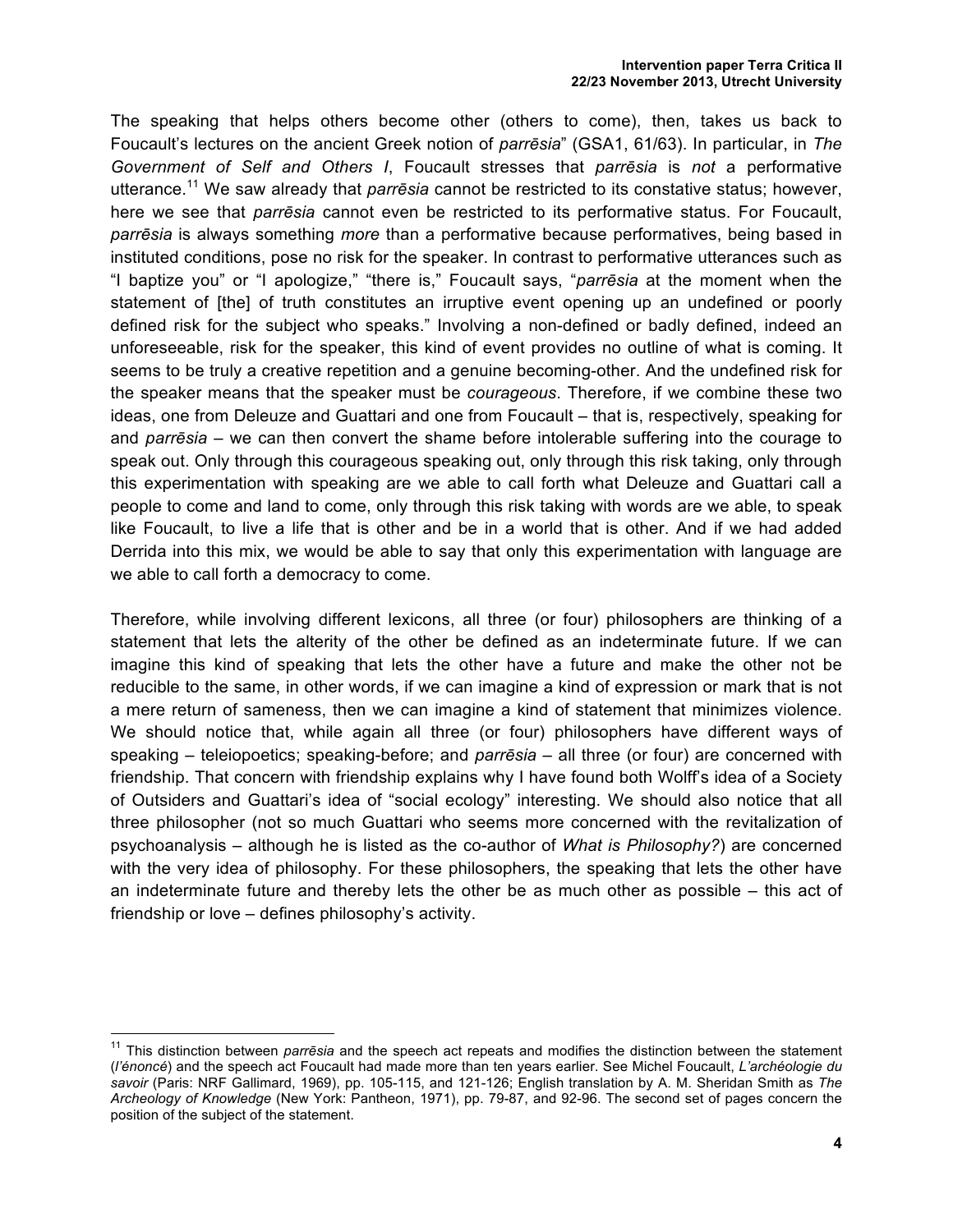The speaking that helps others become other (others to come), then, takes us back to Foucault's lectures on the ancient Greek notion of *parrēsia*" (GSA1, 61/63). In particular, in *The Government of Self and Others I*, Foucault stresses that *parrēsia* is *not* a performative utterance.[11] We saw already that *parrēsia* cannot be restricted to its constative status; however, here we see that *parrēsia* cannot even be restricted to its performative status. For Foucault, *parrēsia* is always something *more* than a performative because performatives, being based in instituted conditions, pose no risk for the speaker. In contrast to performative utterances such as "I baptize you" or "I apologize," "there is," Foucault says, "*parrēsia* at the moment when the statement of [the] of truth constitutes an irruptive event opening up an undefined or poorly defined risk for the subject who speaks." Involving a non-defined or badly defined, indeed an unforeseeable, risk for the speaker, this kind of event provides no outline of what is coming. It seems to be truly a creative repetition and a genuine becoming-other. And the undefined risk for the speaker means that the speaker must be *courageous*. Therefore, if we combine these two ideas, one from Deleuze and Guattari and one from Foucault – that is, respectively, speaking for and *parrēsia* – we can then convert the shame before intolerable suffering into the courage to speak out. Only through this courageous speaking out, only through this risk taking, only through this experimentation with speaking are we able to call forth what Deleuze and Guattari call a people to come and land to come, only through this risk taking with words are we able, to speak like Foucault, to live a life that is other and be in a world that is other. And if we had added Derrida into this mix, we would be able to say that only this experimentation with language are we able to call forth a democracy to come.

Therefore, while involving different lexicons, all three (or four) philosophers are thinking of a statement that lets the alterity of the other be defined as an indeterminate future. If we can imagine this kind of speaking that lets the other have a future and make the other not be reducible to the same, in other words, if we can imagine a kind of expression or mark that is not a mere return of sameness, then we can imagine a kind of statement that minimizes violence. We should notice that, while again all three (or four) philosophers have different ways of speaking – teleiopoetics; speaking-before; and *parrēsia* – all three (or four) are concerned with friendship. That concern with friendship explains why I have found both Wolff's idea of a Society of Outsiders and Guattari's idea of "social ecology" interesting. We should also notice that all three philosopher (not so much Guattari who seems more concerned with the revitalization of psychoanalysis – although he is listed as the co-author of *What is Philosophy?*) are concerned with the very idea of philosophy. For these philosophers, the speaking that lets the other have an indeterminate future and thereby lets the other be as much other as possible – this act of friendship or love – defines philosophy's activity.

---

[11] This distinction between *parrēsia* and the speech act repeats and modifies the distinction between the statement (*l'énoncé*) and the speech act Foucault had made more than ten years earlier. See Michel Foucault, *L'archéologie du savoir* (Paris: NRF Gallimard, 1969), pp. 105-115, and 121-126; English translation by A. M. Sheridan Smith as *The Archeology of Knowledge* (New York: Pantheon, 1971), pp. 79-87, and 92-96. The second set of pages concern the position of the subject of the statement.